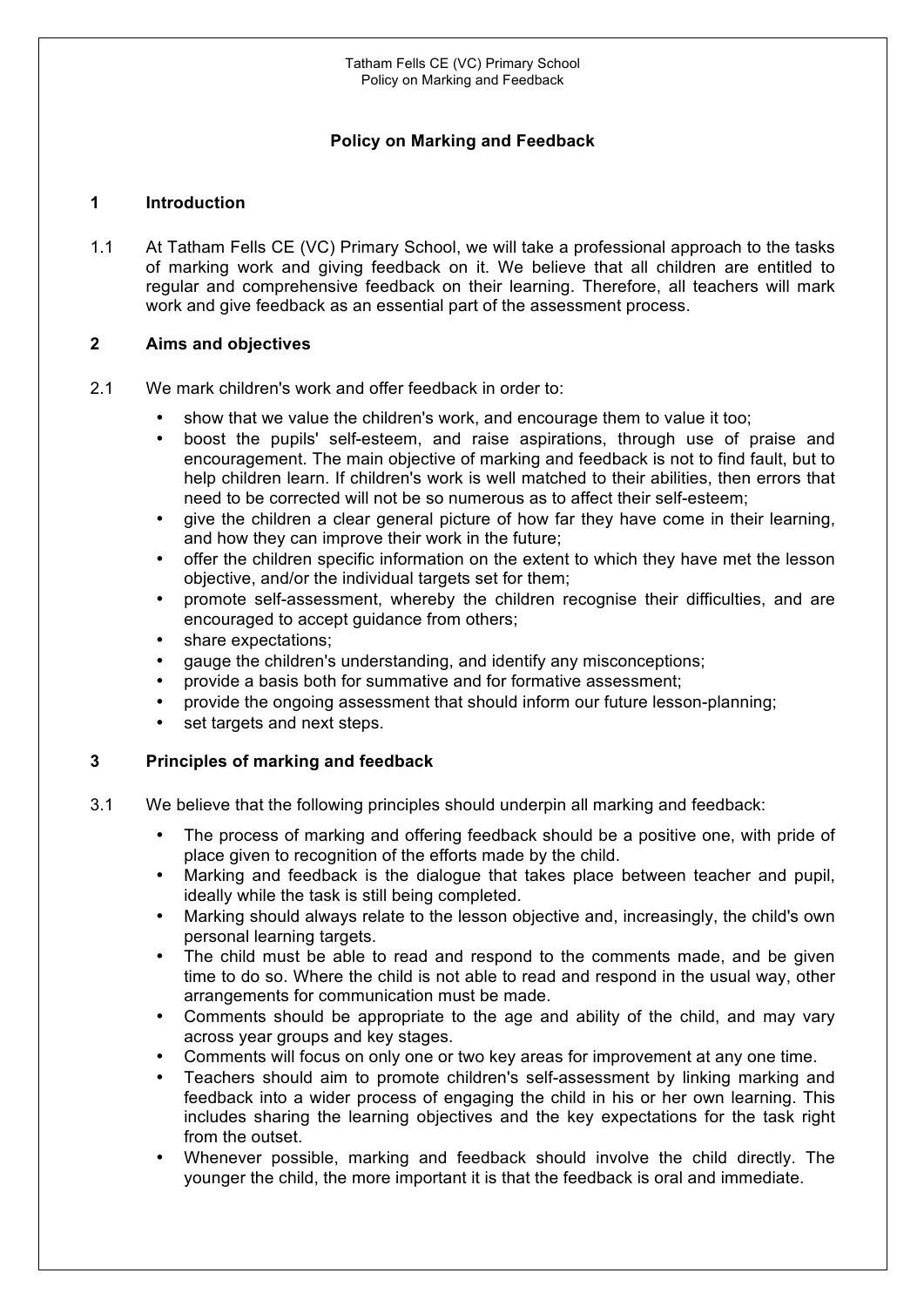# Policy on Marking and Feedback

## 1 Introduction

1.1 At Tatham Fells CE (VC) Primary School, we will take a professional approach to the tasks of marking work and giving feedback on it. We believe that all children are entitled to regular and comprehensive feedback on their learning. Therefore, all teachers will mark work and give feedback as an essential part of the assessment process.

## 2 Aims and objectives

2.1 We mark children's work and offer feedback in order to:

- show that we value the children's work, and encourage them to value it too;
- boost the pupils' self-esteem, and raise aspirations, through use of praise and encouragement. The main objective of marking and feedback is not to find fault, but to help children learn. If children's work is well matched to their abilities, then errors that need to be corrected will not be so numerous as to affect their self-esteem;
- give the children a clear general picture of how far they have come in their learning, and how they can improve their work in the future;
- offer the children specific information on the extent to which they have met the lesson objective, and/or the individual targets set for them;
- promote self-assessment, whereby the children recognise their difficulties, and are encouraged to accept guidance from others;
- share expectations;
- gauge the children's understanding, and identify any misconceptions;
- provide a basis both for summative and for formative assessment;
- provide the ongoing assessment that should inform our future lesson-planning;
- set targets and next steps.

## 3 Principles of marking and feedback

3.1 We believe that the following principles should underpin all marking and feedback:

- The process of marking and offering feedback should be a positive one, with pride of place given to recognition of the efforts made by the child.
- Marking and feedback is the dialogue that takes place between teacher and pupil, ideally while the task is still being completed.
- Marking should always relate to the lesson objective and, increasingly, the child's own personal learning targets.
- The child must be able to read and respond to the comments made, and be given time to do so. Where the child is not able to read and respond in the usual way, other arrangements for communication must be made.
- Comments should be appropriate to the age and ability of the child, and may vary across year groups and key stages.
- Comments will focus on only one or two key areas for improvement at any one time.
- Teachers should aim to promote children's self-assessment by linking marking and feedback into a wider process of engaging the child in his or her own learning. This includes sharing the learning objectives and the key expectations for the task right from the outset.
- Whenever possible, marking and feedback should involve the child directly. The younger the child, the more important it is that the feedback is oral and immediate.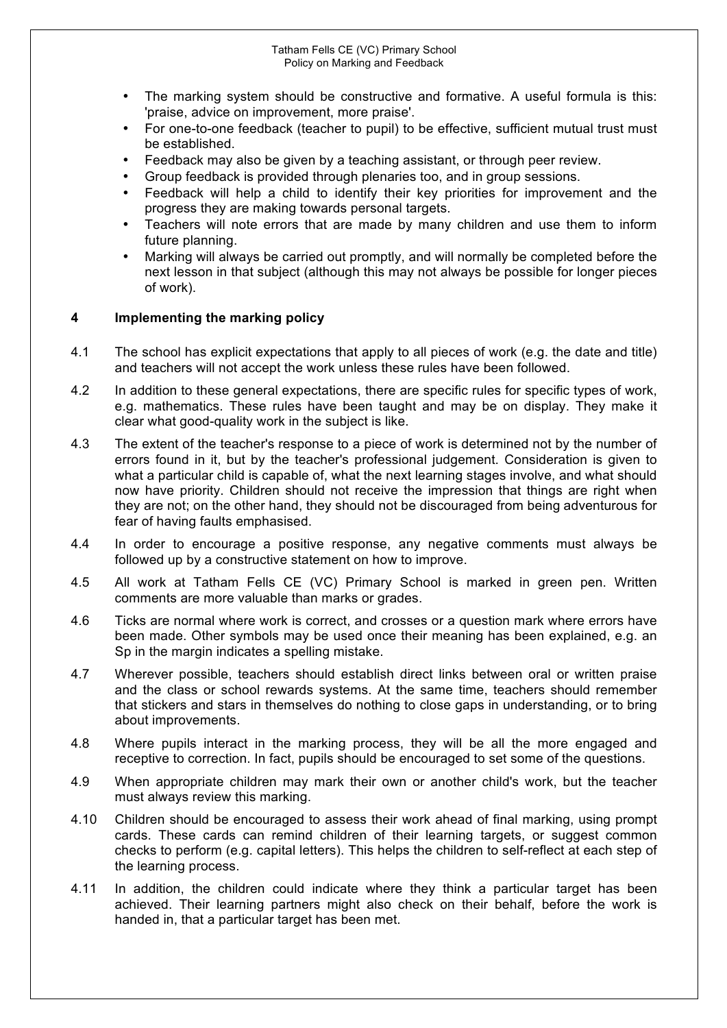- The marking system should be constructive and formative. A useful formula is this: 'praise, advice on improvement, more praise'.
- For one-to-one feedback (teacher to pupil) to be effective, sufficient mutual trust must be established.
- Feedback may also be given by a teaching assistant, or through peer review.
- Group feedback is provided through plenaries too, and in group sessions.
- Feedback will help a child to identify their key priorities for improvement and the progress they are making towards personal targets.
- Teachers will note errors that are made by many children and use them to inform future planning.
- Marking will always be carried out promptly, and will normally be completed before the next lesson in that subject (although this may not always be possible for longer pieces of work).

## 4 Implementing the marking policy

4.1 The school has explicit expectations that apply to all pieces of work (e.g. the date and title) and teachers will not accept the work unless these rules have been followed.

4.2 In addition to these general expectations, there are specific rules for specific types of work, e.g. mathematics. These rules have been taught and may be on display. They make it clear what good-quality work in the subject is like.

4.3 The extent of the teacher's response to a piece of work is determined not by the number of errors found in it, but by the teacher's professional judgement. Consideration is given to what a particular child is capable of, what the next learning stages involve, and what should now have priority. Children should not receive the impression that things are right when they are not; on the other hand, they should not be discouraged from being adventurous for fear of having faults emphasised.

4.4 In order to encourage a positive response, any negative comments must always be followed up by a constructive statement on how to improve.

4.5 All work at Tatham Fells CE (VC) Primary School is marked in green pen. Written comments are more valuable than marks or grades.

4.6 Ticks are normal where work is correct, and crosses or a question mark where errors have been made. Other symbols may be used once their meaning has been explained, e.g. an Sp in the margin indicates a spelling mistake.

4.7 Wherever possible, teachers should establish direct links between oral or written praise and the class or school rewards systems. At the same time, teachers should remember that stickers and stars in themselves do nothing to close gaps in understanding, or to bring about improvements.

4.8 Where pupils interact in the marking process, they will be all the more engaged and receptive to correction. In fact, pupils should be encouraged to set some of the questions.

4.9 When appropriate children may mark their own or another child's work, but the teacher must always review this marking.

4.10 Children should be encouraged to assess their work ahead of final marking, using prompt cards. These cards can remind children of their learning targets, or suggest common checks to perform (e.g. capital letters). This helps the children to self-reflect at each step of the learning process.

4.11 In addition, the children could indicate where they think a particular target has been achieved. Their learning partners might also check on their behalf, before the work is handed in, that a particular target has been met.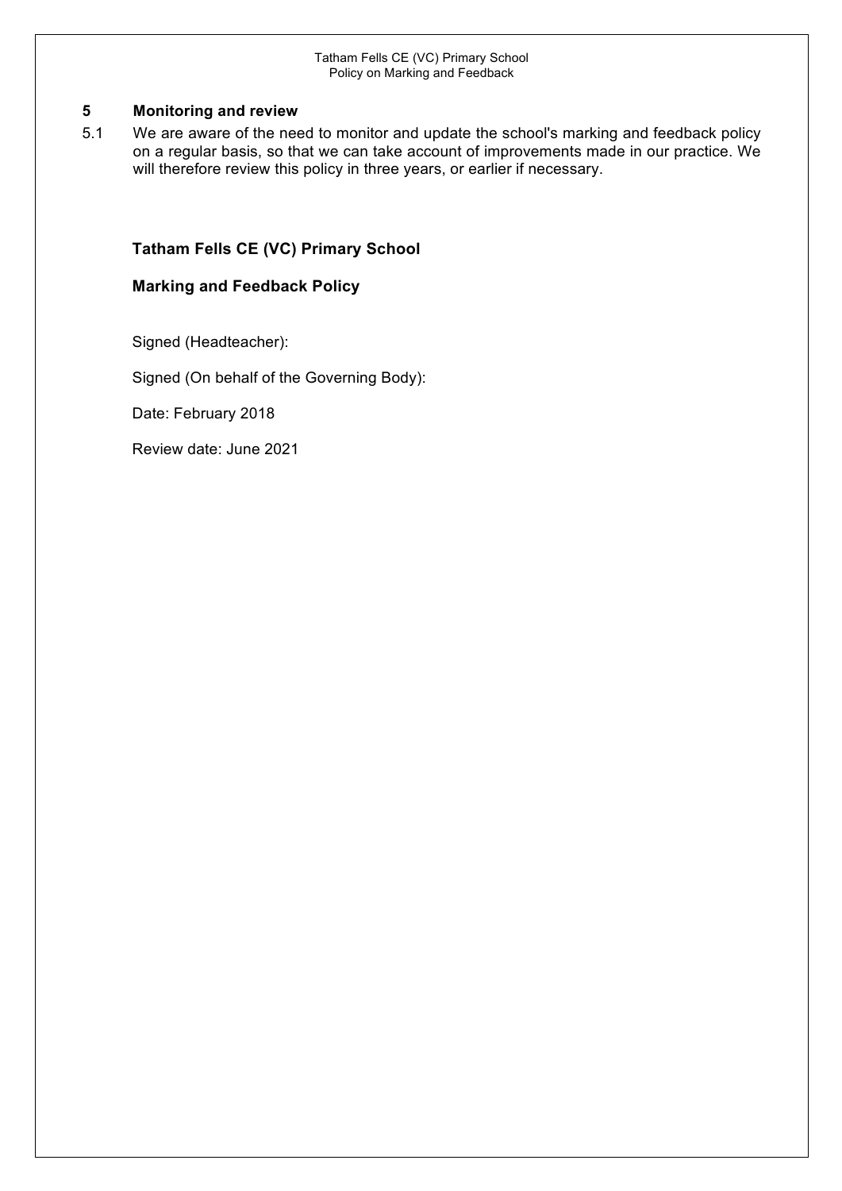## 5 Monitoring and review

5.1 We are aware of the need to monitor and update the school's marking and feedback policy on a regular basis, so that we can take account of improvements made in our practice. We will therefore review this policy in three years, or earlier if necessary.

**Tatham Fells CE (VC) Primary School**

**Marking and Feedback Policy**

Signed (Headteacher):

Signed (On behalf of the Governing Body):

Date: February 2018

Review date: June 2021